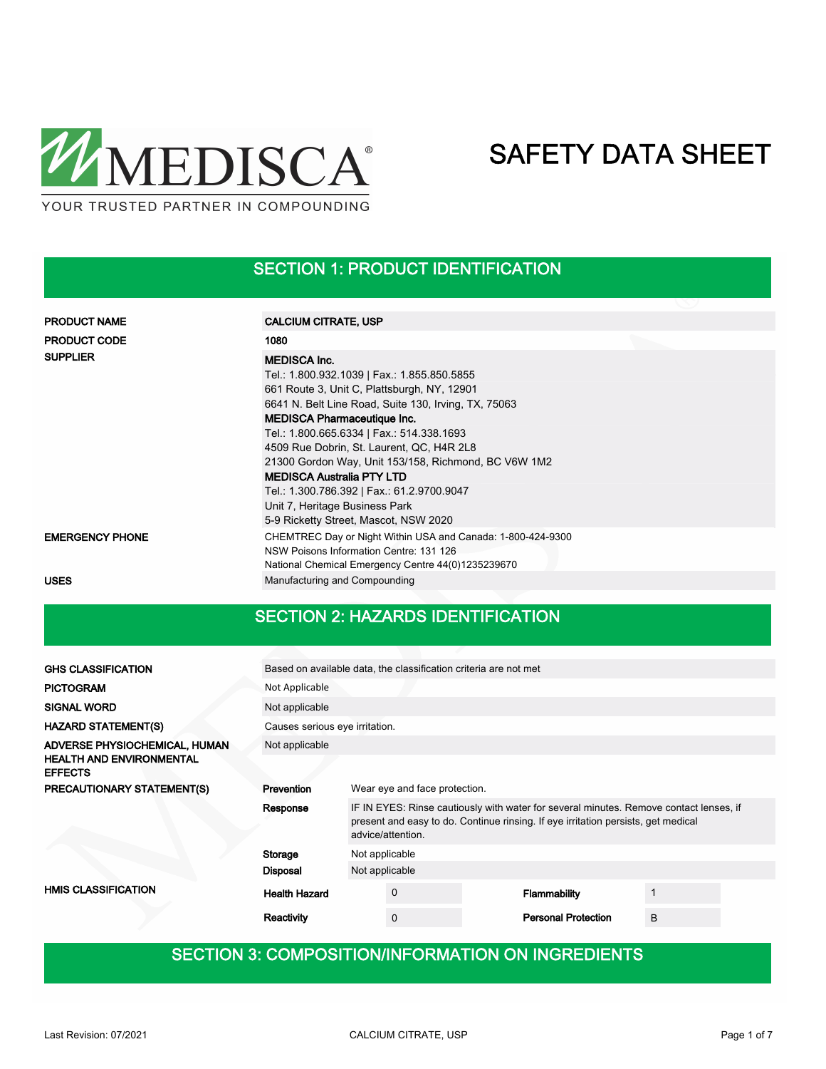MEDISCA®

YOUR TRUSTED PARTNER IN COMPOUNDING

# SAFETY DATA SHEET

## SECTION 1: PRODUCT IDENTIFICATION

| | |
|---|---|
| **PRODUCT NAME** | **CALCIUM CITRATE, USP** |
| **PRODUCT CODE** | **1080** |
| **SUPPLIER** | **MEDISCA Inc.**<br>Tel.: 1.800.932.1039 \| Fax.: 1.855.850.5855<br>661 Route 3, Unit C, Plattsburgh, NY, 12901<br>6641 N. Belt Line Road, Suite 130, Irving, TX, 75063<br>**MEDISCA Pharmaceutique Inc.**<br>Tel.: 1.800.665.6334 \| Fax.: 514.338.1693<br>4509 Rue Dobrin, St. Laurent, QC, H4R 2L8<br>21300 Gordon Way, Unit 153/158, Richmond, BC V6W 1M2<br>**MEDISCA Australia PTY LTD**<br>Tel.: 1.300.786.392 \| Fax.: 61.2.9700.9047<br>Unit 7, Heritage Business Park<br>5-9 Ricketty Street, Mascot, NSW 2020 |
| **EMERGENCY PHONE** | CHEMTREC Day or Night Within USA and Canada: 1-800-424-9300<br>NSW Poisons Information Centre: 131 126<br>National Chemical Emergency Centre 44(0)1235239670 |
| **USES** | Manufacturing and Compounding |

## SECTION 2: HAZARDS IDENTIFICATION

| | |
|---|---|
| **GHS CLASSIFICATION** | Based on available data, the classification criteria are not met |
| **PICTOGRAM** | Not Applicable |
| **SIGNAL WORD** | Not applicable |
| **HAZARD STATEMENT(S)** | Causes serious eye irritation. |
| **ADVERSE PHYSIOCHEMICAL, HUMAN HEALTH AND ENVIRONMENTAL EFFECTS** | Not applicable |

**PRECAUTIONARY STATEMENT(S)**

| | |
|---|---|
| **Prevention** | Wear eye and face protection. |
| **Response** | IF IN EYES: Rinse cautiously with water for several minutes. Remove contact lenses, if present and easy to do. Continue rinsing. If eye irritation persists, get medical advice/attention. |
| **Storage** | Not applicable |
| **Disposal** | Not applicable |

**HMIS CLASSIFICATION**

| | | | |
|---|---|---|---|
| **Health Hazard** | 0 | **Flammability** | 1 |
| **Reactivity** | 0 | **Personal Protection** | B |

## SECTION 3: COMPOSITION/INFORMATION ON INGREDIENTS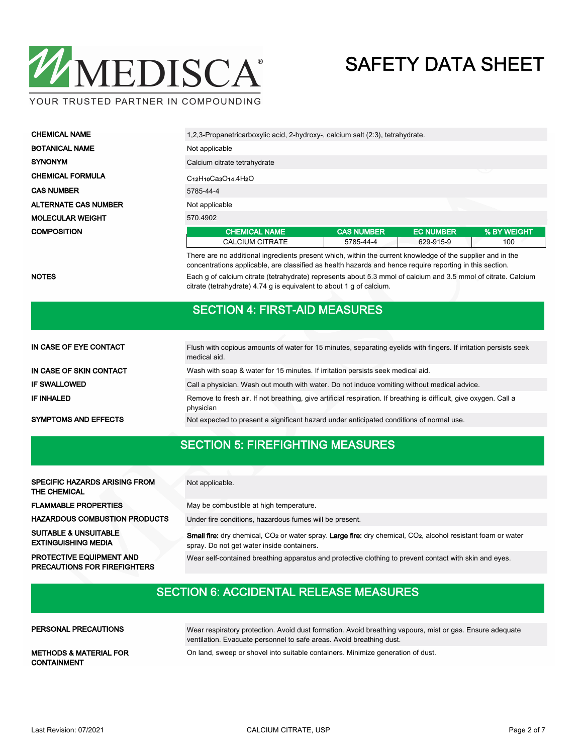| | |
|---|---|
| **CHEMICAL NAME** | 1,2,3-Propanetricarboxylic acid, 2-hydroxy-, calcium salt (2:3), tetrahydrate. |
| **BOTANICAL NAME** | Not applicable |
| **SYNONYM** | Calcium citrate tetrahydrate |
| **CHEMICAL FORMULA** | $C_{12}H_{10}Ca_3O_{14}.4H_2O$ |
| **CAS NUMBER** | 5785-44-4 |
| **ALTERNATE CAS NUMBER** | Not applicable |
| **MOLECULAR WEIGHT** | 570.4902 |

**COMPOSITION**

| CHEMICAL NAME | CAS NUMBER | EC NUMBER | % BY WEIGHT |
|---|---|---|---|
| CALCIUM CITRATE | 5785-44-4 | 629-915-9 | 100 |

There are no additional ingredients present which, within the current knowledge of the supplier and in the concentrations applicable, are classified as health hazards and hence require reporting in this section.

**NOTES**

Each g of calcium citrate (tetrahydrate) represents about 5.3 mmol of calcium and 3.5 mmol of citrate. Calcium citrate (tetrahydrate) 4.74 g is equivalent to about 1 g of calcium.

## SECTION 4: FIRST-AID MEASURES

| | |
|---|---|
| **IN CASE OF EYE CONTACT** | Flush with copious amounts of water for 15 minutes, separating eyelids with fingers. If irritation persists seek medical aid. |
| **IN CASE OF SKIN CONTACT** | Wash with soap & water for 15 minutes. If irritation persists seek medical aid. |
| **IF SWALLOWED** | Call a physician. Wash out mouth with water. Do not induce vomiting without medical advice. |
| **IF INHALED** | Remove to fresh air. If not breathing, give artificial respiration. If breathing is difficult, give oxygen. Call a physician |
| **SYMPTOMS AND EFFECTS** | Not expected to present a significant hazard under anticipated conditions of normal use. |

## SECTION 5: FIREFIGHTING MEASURES

| | |
|---|---|
| **SPECIFIC HAZARDS ARISING FROM THE CHEMICAL** | Not applicable. |
| **FLAMMABLE PROPERTIES** | May be combustible at high temperature. |
| **HAZARDOUS COMBUSTION PRODUCTS** | Under fire conditions, hazardous fumes will be present. |
| **SUITABLE & UNSUITABLE EXTINGUISHING MEDIA** | **Small fire:** dry chemical, $CO_2$ or water spray. **Large fire:** dry chemical, $CO_2$, alcohol resistant foam or water spray. Do not get water inside containers. |
| **PROTECTIVE EQUIPMENT AND PRECAUTIONS FOR FIREFIGHTERS** | Wear self-contained breathing apparatus and protective clothing to prevent contact with skin and eyes. |

## SECTION 6: ACCIDENTAL RELEASE MEASURES

| | |
|---|---|
| **PERSONAL PRECAUTIONS** | Wear respiratory protection. Avoid dust formation. Avoid breathing vapours, mist or gas. Ensure adequate ventilation. Evacuate personnel to safe areas. Avoid breathing dust. |
| **METHODS & MATERIAL FOR CONTAINMENT** | On land, sweep or shovel into suitable containers. Minimize generation of dust. |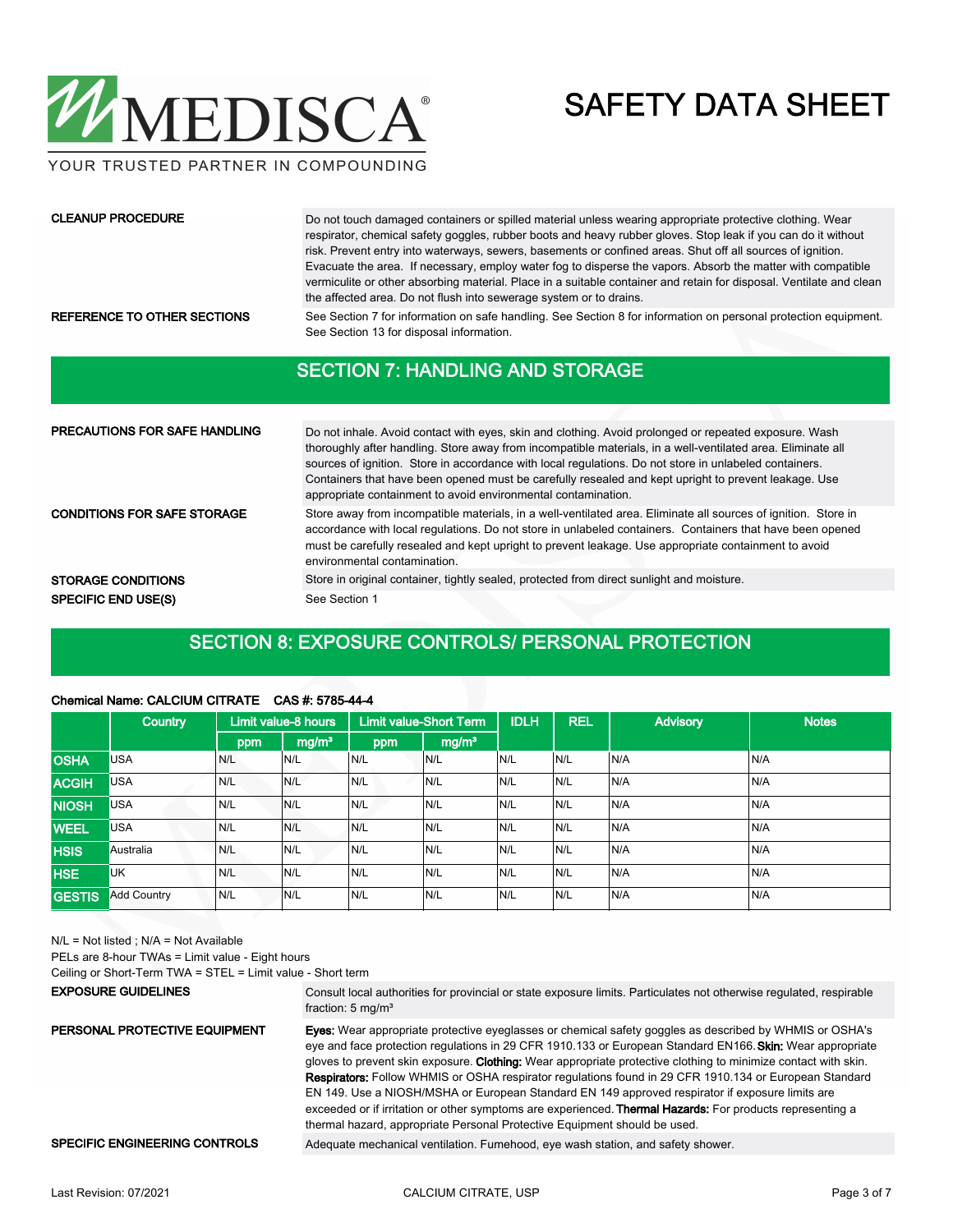**CLEANUP PROCEDURE**

Do not touch damaged containers or spilled material unless wearing appropriate protective clothing. Wear respirator, chemical safety goggles, rubber boots and heavy rubber gloves. Stop leak if you can do it without risk. Prevent entry into waterways, sewers, basements or confined areas. Shut off all sources of ignition. Evacuate the area. If necessary, employ water fog to disperse the vapors. Absorb the matter with compatible vermiculite or other absorbing material. Place in a suitable container and retain for disposal. Ventilate and clean the affected area. Do not flush into sewerage system or to drains.

**REFERENCE TO OTHER SECTIONS**

See Section 7 for information on safe handling. See Section 8 for information on personal protection equipment. See Section 13 for disposal information.

## SECTION 7: HANDLING AND STORAGE

**PRECAUTIONS FOR SAFE HANDLING**

Do not inhale. Avoid contact with eyes, skin and clothing. Avoid prolonged or repeated exposure. Wash thoroughly after handling. Store away from incompatible materials, in a well-ventilated area. Eliminate all sources of ignition. Store in accordance with local regulations. Do not store in unlabeled containers. Containers that have been opened must be carefully resealed and kept upright to prevent leakage. Use appropriate containment to avoid environmental contamination.

**CONDITIONS FOR SAFE STORAGE**

Store away from incompatible materials, in a well-ventilated area. Eliminate all sources of ignition. Store in accordance with local regulations. Do not store in unlabeled containers. Containers that have been opened must be carefully resealed and kept upright to prevent leakage. Use appropriate containment to avoid environmental contamination.

**STORAGE CONDITIONS**

Store in original container, tightly sealed, protected from direct sunlight and moisture.

**SPECIFIC END USE(S)**

See Section 1

## SECTION 8: EXPOSURE CONTROLS/ PERSONAL PROTECTION

**Chemical Name: CALCIUM CITRATE CAS #: 5785-44-4**

| | Country | Limit value-8 hours | | Limit value-Short Term | | IDLH | REL | Advisory | Notes |
|---|---|---|---|---|---|---|---|---|---|
| | | ppm | mg/m³ | ppm | mg/m³ | | | | |
| OSHA | USA | N/L | N/L | N/L | N/L | N/L | N/L | N/A | N/A |
| ACGIH | USA | N/L | N/L | N/L | N/L | N/L | N/L | N/A | N/A |
| NIOSH | USA | N/L | N/L | N/L | N/L | N/L | N/L | N/A | N/A |
| WEEL | USA | N/L | N/L | N/L | N/L | N/L | N/L | N/A | N/A |
| HSIS | Australia | N/L | N/L | N/L | N/L | N/L | N/L | N/A | N/A |
| HSE | UK | N/L | N/L | N/L | N/L | N/L | N/L | N/A | N/A |
| GESTIS | Add Country | N/L | N/L | N/L | N/L | N/L | N/L | N/A | N/A |

N/L = Not listed ; N/A = Not Available

PELs are 8-hour TWAs = Limit value - Eight hours

Ceiling or Short-Term TWA = STEL = Limit value - Short term

**EXPOSURE GUIDELINES**

Consult local authorities for provincial or state exposure limits. Particulates not otherwise regulated, respirable fraction: 5 mg/m³

**PERSONAL PROTECTIVE EQUIPMENT**

**Eyes:** Wear appropriate protective eyeglasses or chemical safety goggles as described by WHMIS or OSHA's eye and face protection regulations in 29 CFR 1910.133 or European Standard EN166. **Skin:** Wear appropriate gloves to prevent skin exposure. **Clothing:** Wear appropriate protective clothing to minimize contact with skin. **Respirators:** Follow WHMIS or OSHA respirator regulations found in 29 CFR 1910.134 or European Standard EN 149. Use a NIOSH/MSHA or European Standard EN 149 approved respirator if exposure limits are exceeded or if irritation or other symptoms are experienced. **Thermal Hazards:** For products representing a thermal hazard, appropriate Personal Protective Equipment should be used.

**SPECIFIC ENGINEERING CONTROLS**

Adequate mechanical ventilation. Fumehood, eye wash station, and safety shower.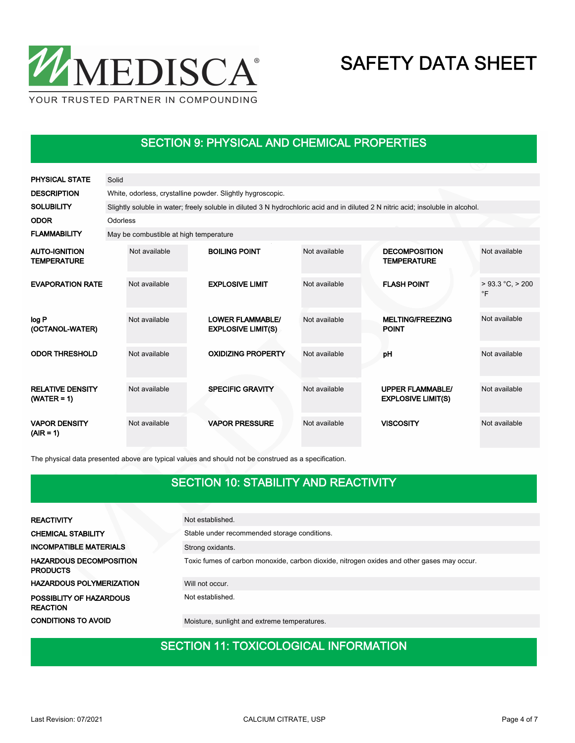## SECTION 9: PHYSICAL AND CHEMICAL PROPERTIES

| | |
|---|---|
| **PHYSICAL STATE** | Solid |
| **DESCRIPTION** | White, odorless, crystalline powder. Slightly hygroscopic. |
| **SOLUBILITY** | Slightly soluble in water; freely soluble in diluted 3 N hydrochloric acid and in diluted 2 N nitric acid; insoluble in alcohol. |
| **ODOR** | Odorless |
| **FLAMMABILITY** | May be combustible at high temperature |

| | | | | | |
|---|---|---|---|---|---|
| **AUTO-IGNITION TEMPERATURE** | Not available | **BOILING POINT** | Not available | **DECOMPOSITION TEMPERATURE** | Not available |
| **EVAPORATION RATE** | Not available | **EXPLOSIVE LIMIT** | Not available | **FLASH POINT** | > 93.3 °C, > 200 °F |
| **log P (OCTANOL-WATER)** | Not available | **LOWER FLAMMABLE/ EXPLOSIVE LIMIT(S)** | Not available | **MELTING/FREEZING POINT** | Not available |
| **ODOR THRESHOLD** | Not available | **OXIDIZING PROPERTY** | Not available | **pH** | Not available |
| **RELATIVE DENSITY (WATER = 1)** | Not available | **SPECIFIC GRAVITY** | Not available | **UPPER FLAMMABLE/ EXPLOSIVE LIMIT(S)** | Not available |
| **VAPOR DENSITY (AIR = 1)** | Not available | **VAPOR PRESSURE** | Not available | **VISCOSITY** | Not available |

The physical data presented above are typical values and should not be construed as a specification.

## SECTION 10: STABILITY AND REACTIVITY

| | |
|---|---|
| **REACTIVITY** | Not established. |
| **CHEMICAL STABILITY** | Stable under recommended storage conditions. |
| **INCOMPATIBLE MATERIALS** | Strong oxidants. |
| **HAZARDOUS DECOMPOSITION PRODUCTS** | Toxic fumes of carbon monoxide, carbon dioxide, nitrogen oxides and other gases may occur. |
| **HAZARDOUS POLYMERIZATION** | Will not occur. |
| **POSSIBLITY OF HAZARDOUS REACTION** | Not established. |
| **CONDITIONS TO AVOID** | Moisture, sunlight and extreme temperatures. |

## SECTION 11: TOXICOLOGICAL INFORMATION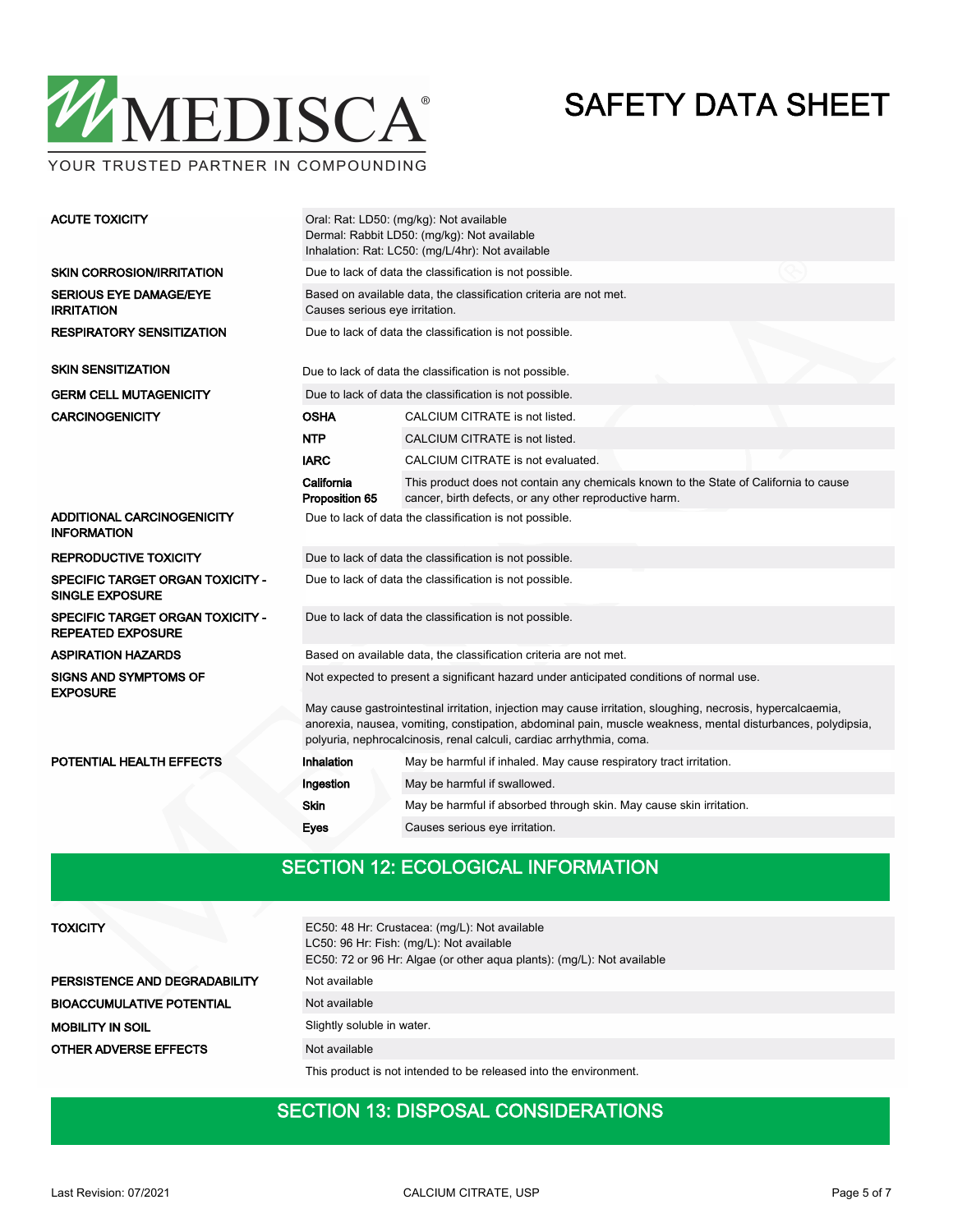| | |
|---|---|
| **ACUTE TOXICITY** | Oral: Rat: LD50: (mg/kg): Not available<br>Dermal: Rabbit LD50: (mg/kg): Not available<br>Inhalation: Rat: LC50: (mg/L/4hr): Not available |
| **SKIN CORROSION/IRRITATION** | Due to lack of data the classification is not possible. |
| **SERIOUS EYE DAMAGE/EYE IRRITATION** | Based on available data, the classification criteria are not met.<br>Causes serious eye irritation. |
| **RESPIRATORY SENSITIZATION** | Due to lack of data the classification is not possible. |
| **SKIN SENSITIZATION** | Due to lack of data the classification is not possible. |
| **GERM CELL MUTAGENICITY** | Due to lack of data the classification is not possible. |

| | | |
|---|---|---|
| **CARCINOGENICITY** | **OSHA** | CALCIUM CITRATE is not listed. |
| | **NTP** | CALCIUM CITRATE is not listed. |
| | **IARC** | CALCIUM CITRATE is not evaluated. |
| | **California Proposition 65** | This product does not contain any chemicals known to the State of California to cause cancer, birth defects, or any other reproductive harm. |

| | |
|---|---|
| **ADDITIONAL CARCINOGENICITY INFORMATION** | Due to lack of data the classification is not possible. |
| **REPRODUCTIVE TOXICITY** | Due to lack of data the classification is not possible. |
| **SPECIFIC TARGET ORGAN TOXICITY - SINGLE EXPOSURE** | Due to lack of data the classification is not possible. |
| **SPECIFIC TARGET ORGAN TOXICITY - REPEATED EXPOSURE** | Due to lack of data the classification is not possible. |
| **ASPIRATION HAZARDS** | Based on available data, the classification criteria are not met. |
| **SIGNS AND SYMPTOMS OF EXPOSURE** | Not expected to present a significant hazard under anticipated conditions of normal use.<br><br>May cause gastrointestinal irritation, injection may cause irritation, sloughing, necrosis, hypercalcaemia, anorexia, nausea, vomiting, constipation, abdominal pain, muscle weakness, mental disturbances, polydipsia, polyuria, nephrocalcinosis, renal calculi, cardiac arrhythmia, coma. |

| | | |
|---|---|---|
| **POTENTIAL HEALTH EFFECTS** | **Inhalation** | May be harmful if inhaled. May cause respiratory tract irritation. |
| | **Ingestion** | May be harmful if swallowed. |
| | **Skin** | May be harmful if absorbed through skin. May cause skin irritation. |
| | **Eyes** | Causes serious eye irritation. |

## SECTION 12: ECOLOGICAL INFORMATION

| | |
|---|---|
| **TOXICITY** | EC50: 48 Hr: Crustacea: (mg/L): Not available<br>LC50: 96 Hr: Fish: (mg/L): Not available<br>EC50: 72 or 96 Hr: Algae (or other aqua plants): (mg/L): Not available |
| **PERSISTENCE AND DEGRADABILITY** | Not available |
| **BIOACCUMULATIVE POTENTIAL** | Not available |
| **MOBILITY IN SOIL** | Slightly soluble in water. |
| **OTHER ADVERSE EFFECTS** | Not available<br><br>This product is not intended to be released into the environment. |

## SECTION 13: DISPOSAL CONSIDERATIONS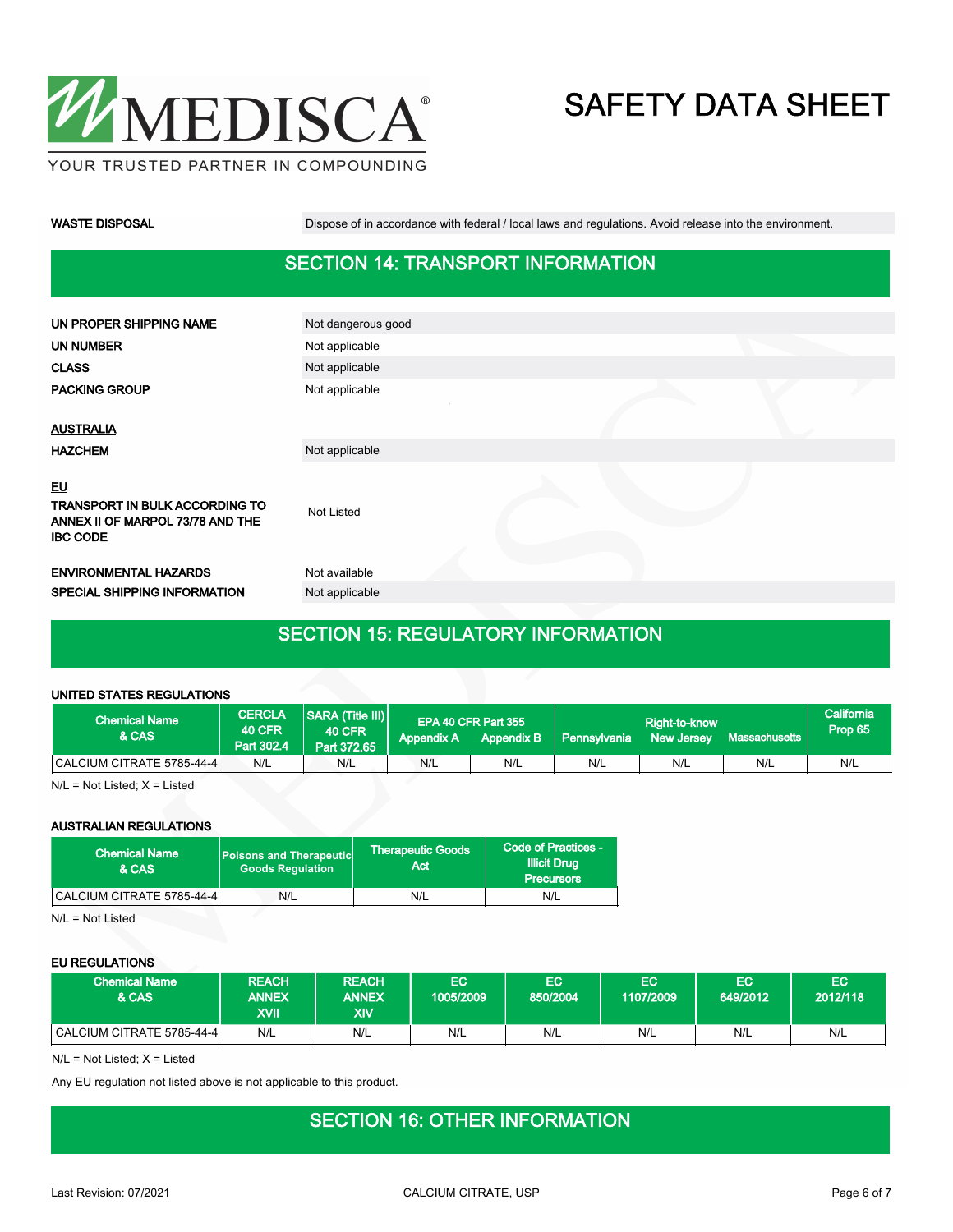| | |
|---|---|
| **WASTE DISPOSAL** | Dispose of in accordance with federal / local laws and regulations. Avoid release into the environment. |

## SECTION 14: TRANSPORT INFORMATION

| | |
|---|---|
| **UN PROPER SHIPPING NAME** | Not dangerous good |
| **UN NUMBER** | Not applicable |
| **CLASS** | Not applicable |
| **PACKING GROUP** | Not applicable |

**AUSTRALIA**

| | |
|---|---|
| **HAZCHEM** | Not applicable |

**EU**

| | |
|---|---|
| **TRANSPORT IN BULK ACCORDING TO ANNEX II OF MARPOL 73/78 AND THE IBC CODE** | Not Listed |
| **ENVIRONMENTAL HAZARDS** | Not available |
| **SPECIAL SHIPPING INFORMATION** | Not applicable |

## SECTION 15: REGULATORY INFORMATION

**UNITED STATES REGULATIONS**

| Chemical Name & CAS | CERCLA 40 CFR Part 302.4 | SARA (Title III) 40 CFR Part 372.65 | EPA 40 CFR Part 355 | | Right-to-know | | | California Prop 65 |
|---|---|---|---|---|---|---|---|---|
| | | | Appendix A | Appendix B | Pennsylvania | New Jersey | Massachusetts | |
| CALCIUM CITRATE 5785-44-4 | N/L | N/L | N/L | N/L | N/L | N/L | N/L | N/L |

N/L = Not Listed; X = Listed

**AUSTRALIAN REGULATIONS**

| Chemical Name & CAS | Poisons and Therapeutic Goods Regulation | Therapeutic Goods Act | Code of Practices - Illicit Drug Precursors |
|---|---|---|---|
| CALCIUM CITRATE 5785-44-4 | N/L | N/L | N/L |

N/L = Not Listed

**EU REGULATIONS**

| Chemical Name & CAS | REACH ANNEX XVII | REACH ANNEX XIV | EC 1005/2009 | EC 850/2004 | EC 1107/2009 | EC 649/2012 | EC 2012/118 |
|---|---|---|---|---|---|---|---|
| CALCIUM CITRATE 5785-44-4 | N/L | N/L | N/L | N/L | N/L | N/L | N/L |

N/L = Not Listed; X = Listed

Any EU regulation not listed above is not applicable to this product.

## SECTION 16: OTHER INFORMATION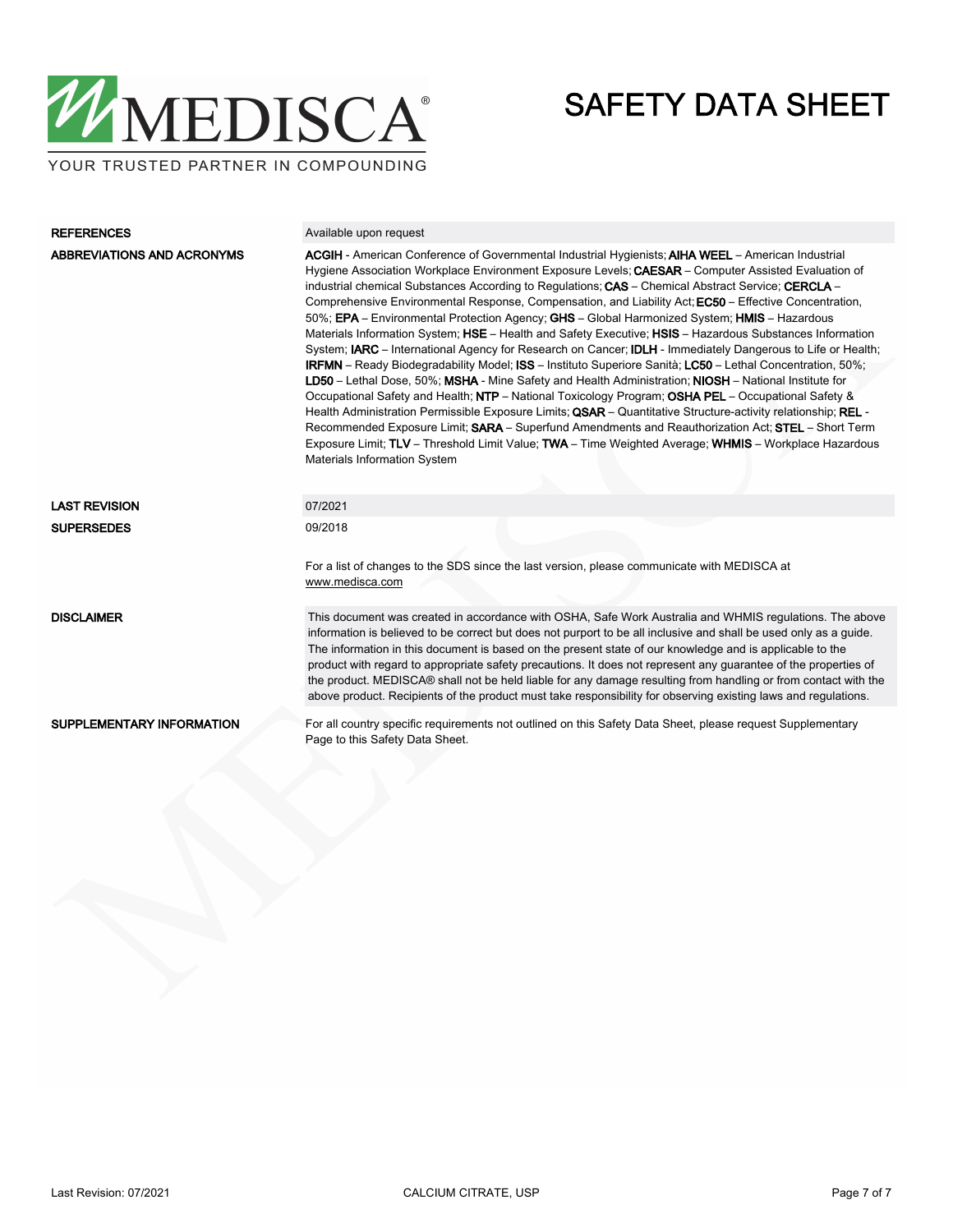**REFERENCES** Available upon request

**ABBREVIATIONS AND ACRONYMS** **ACGIH** - American Conference of Governmental Industrial Hygienists; **AIHA WEEL** – American Industrial Hygiene Association Workplace Environment Exposure Levels; **CAESAR** – Computer Assisted Evaluation of industrial chemical Substances According to Regulations; **CAS** – Chemical Abstract Service; **CERCLA** – Comprehensive Environmental Response, Compensation, and Liability Act; **EC50** – Effective Concentration, 50%; **EPA** – Environmental Protection Agency; **GHS** – Global Harmonized System; **HMIS** – Hazardous Materials Information System; **HSE** – Health and Safety Executive; **HSIS** – Hazardous Substances Information System; **IARC** – International Agency for Research on Cancer; **IDLH** - Immediately Dangerous to Life or Health; **IRFMN** – Ready Biodegradability Model; **ISS** – Instituto Superiore Sanità; **LC50** – Lethal Concentration, 50%; **LD50** – Lethal Dose, 50%; **MSHA** - Mine Safety and Health Administration; **NIOSH** – National Institute for Occupational Safety and Health; **NTP** – National Toxicology Program; **OSHA PEL** – Occupational Safety & Health Administration Permissible Exposure Limits; **QSAR** – Quantitative Structure-activity relationship; **REL** - Recommended Exposure Limit; **SARA** – Superfund Amendments and Reauthorization Act; **STEL** – Short Term Exposure Limit; **TLV** – Threshold Limit Value; **TWA** – Time Weighted Average; **WHMIS** – Workplace Hazardous Materials Information System

**LAST REVISION** 07/2021

**SUPERSEDES** 09/2018

For a list of changes to the SDS since the last version, please communicate with MEDISCA at www.medisca.com

**DISCLAIMER** This document was created in accordance with OSHA, Safe Work Australia and WHMIS regulations. The above information is believed to be correct but does not purport to be all inclusive and shall be used only as a guide. The information in this document is based on the present state of our knowledge and is applicable to the product with regard to appropriate safety precautions. It does not represent any guarantee of the properties of the product. MEDISCA® shall not be held liable for any damage resulting from handling or from contact with the above product. Recipients of the product must take responsibility for observing existing laws and regulations.

**SUPPLEMENTARY INFORMATION** For all country specific requirements not outlined on this Safety Data Sheet, please request Supplementary Page to this Safety Data Sheet.